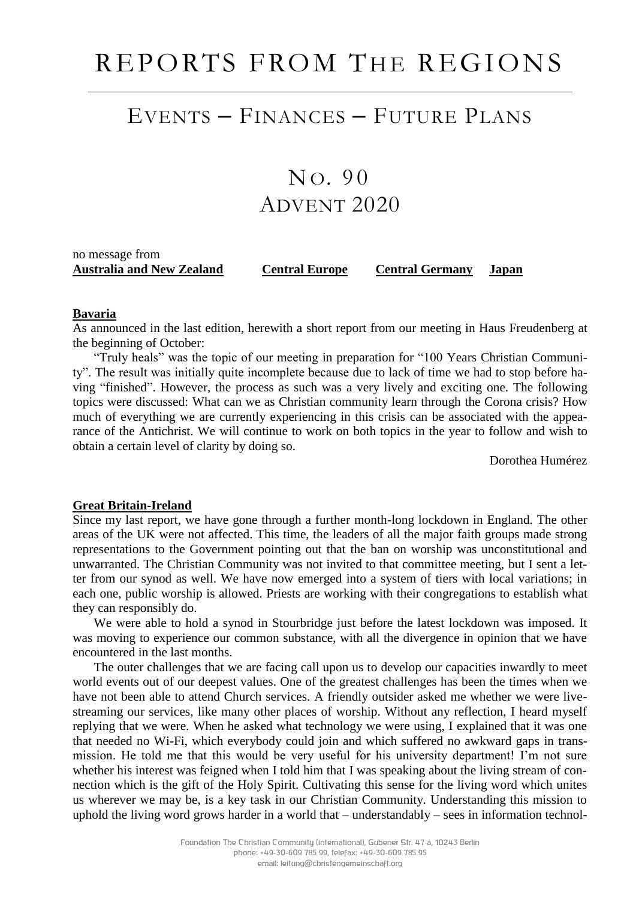# REPORTS FROM THE REGIONS

## EVENTS – FINANCES – FUTURE PLANS

## NO. 90
## ADVENT 2020

no message from
**Australia and New Zealand** **Central Europe** **Central Germany** **Japan**

### Bavaria

As announced in the last edition, herewith a short report from our meeting in Haus Freudenberg at the beginning of October:

"Truly heals" was the topic of our meeting in preparation for "100 Years Christian Community". The result was initially quite incomplete because due to lack of time we had to stop before having "finished". However, the process as such was a very lively and exciting one. The following topics were discussed: What can we as Christian community learn through the Corona crisis? How much of everything we are currently experiencing in this crisis can be associated with the appearance of the Antichrist. We will continue to work on both topics in the year to follow and wish to obtain a certain level of clarity by doing so.

Dorothea Humérez

### Great Britain-Ireland

Since my last report, we have gone through a further month-long lockdown in England. The other areas of the UK were not affected. This time, the leaders of all the major faith groups made strong representations to the Government pointing out that the ban on worship was unconstitutional and unwarranted. The Christian Community was not invited to that committee meeting, but I sent a letter from our synod as well. We have now emerged into a system of tiers with local variations; in each one, public worship is allowed. Priests are working with their congregations to establish what they can responsibly do.

We were able to hold a synod in Stourbridge just before the latest lockdown was imposed. It was moving to experience our common substance, with all the divergence in opinion that we have encountered in the last months.

The outer challenges that we are facing call upon us to develop our capacities inwardly to meet world events out of our deepest values. One of the greatest challenges has been the times when we have not been able to attend Church services. A friendly outsider asked me whether we were livestreaming our services, like many other places of worship. Without any reflection, I heard myself replying that we were. When he asked what technology we were using, I explained that it was one that needed no Wi-Fi, which everybody could join and which suffered no awkward gaps in transmission. He told me that this would be very useful for his university department! I'm not sure whether his interest was feigned when I told him that I was speaking about the living stream of connection which is the gift of the Holy Spirit. Cultivating this sense for the living word which unites us wherever we may be, is a key task in our Christian Community. Understanding this mission to uphold the living word grows harder in a world that – understandably – sees in information technol-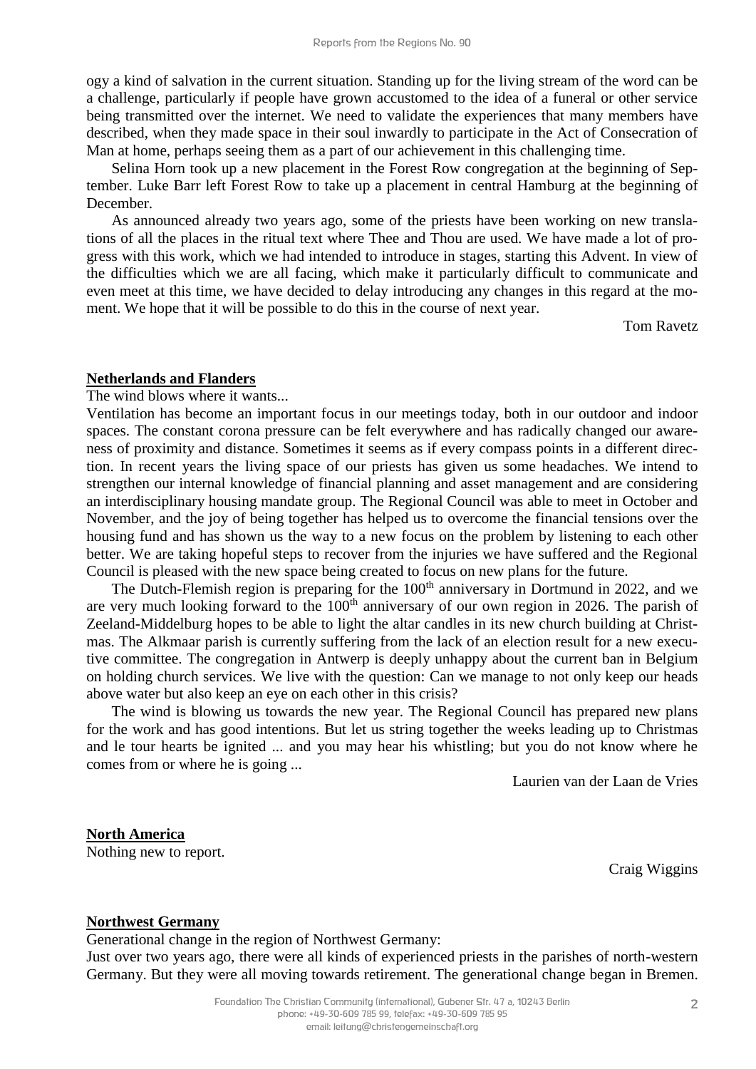ogy a kind of salvation in the current situation. Standing up for the living stream of the word can be a challenge, particularly if people have grown accustomed to the idea of a funeral or other service being transmitted over the internet. We need to validate the experiences that many members have described, when they made space in their soul inwardly to participate in the Act of Consecration of Man at home, perhaps seeing them as a part of our achievement in this challenging time.

Selina Horn took up a new placement in the Forest Row congregation at the beginning of September. Luke Barr left Forest Row to take up a placement in central Hamburg at the beginning of December.

As announced already two years ago, some of the priests have been working on new translations of all the places in the ritual text where Thee and Thou are used. We have made a lot of progress with this work, which we had intended to introduce in stages, starting this Advent. In view of the difficulties which we are all facing, which make it particularly difficult to communicate and even meet at this time, we have decided to delay introducing any changes in this regard at the moment. We hope that it will be possible to do this in the course of next year.

Tom Ravetz

## Netherlands and Flanders

The wind blows where it wants...

Ventilation has become an important focus in our meetings today, both in our outdoor and indoor spaces. The constant corona pressure can be felt everywhere and has radically changed our awareness of proximity and distance. Sometimes it seems as if every compass points in a different direction. In recent years the living space of our priests has given us some headaches. We intend to strengthen our internal knowledge of financial planning and asset management and are considering an interdisciplinary housing mandate group. The Regional Council was able to meet in October and November, and the joy of being together has helped us to overcome the financial tensions over the housing fund and has shown us the way to a new focus on the problem by listening to each other better. We are taking hopeful steps to recover from the injuries we have suffered and the Regional Council is pleased with the new space being created to focus on new plans for the future.

The Dutch-Flemish region is preparing for the 100th anniversary in Dortmund in 2022, and we are very much looking forward to the 100th anniversary of our own region in 2026. The parish of Zeeland-Middelburg hopes to be able to light the altar candles in its new church building at Christmas. The Alkmaar parish is currently suffering from the lack of an election result for a new executive committee. The congregation in Antwerp is deeply unhappy about the current ban in Belgium on holding church services. We live with the question: Can we manage to not only keep our heads above water but also keep an eye on each other in this crisis?

The wind is blowing us towards the new year. The Regional Council has prepared new plans for the work and has good intentions. But let us string together the weeks leading up to Christmas and le tour hearts be ignited ... and you may hear his whistling; but you do not know where he comes from or where he is going ...

Laurien van der Laan de Vries

## North America

Nothing new to report.

Craig Wiggins

## Northwest Germany

Generational change in the region of Northwest Germany:

Just over two years ago, there were all kinds of experienced priests in the parishes of north-western Germany. But they were all moving towards retirement. The generational change began in Bremen.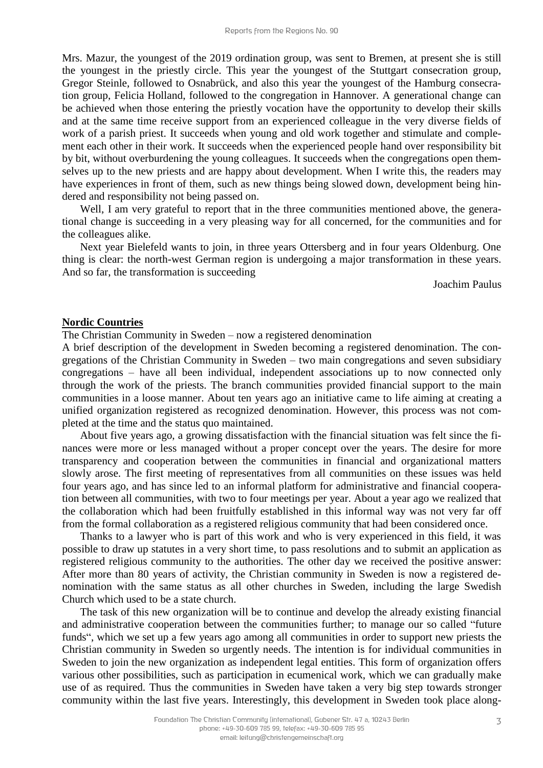Mrs. Mazur, the youngest of the 2019 ordination group, was sent to Bremen, at present she is still the youngest in the priestly circle. This year the youngest of the Stuttgart consecration group, Gregor Steinle, followed to Osnabrück, and also this year the youngest of the Hamburg consecration group, Felicia Holland, followed to the congregation in Hannover. A generational change can be achieved when those entering the priestly vocation have the opportunity to develop their skills and at the same time receive support from an experienced colleague in the very diverse fields of work of a parish priest. It succeeds when young and old work together and stimulate and complement each other in their work. It succeeds when the experienced people hand over responsibility bit by bit, without overburdening the young colleagues. It succeeds when the congregations open themselves up to the new priests and are happy about development. When I write this, the readers may have experiences in front of them, such as new things being slowed down, development being hindered and responsibility not being passed on.

Well, I am very grateful to report that in the three communities mentioned above, the generational change is succeeding in a very pleasing way for all concerned, for the communities and for the colleagues alike.

Next year Bielefeld wants to join, in three years Ottersberg and in four years Oldenburg. One thing is clear: the north-west German region is undergoing a major transformation in these years. And so far, the transformation is succeeding

Joachim Paulus

## Nordic Countries

The Christian Community in Sweden – now a registered denomination

A brief description of the development in Sweden becoming a registered denomination. The congregations of the Christian Community in Sweden – two main congregations and seven subsidiary congregations – have all been individual, independent associations up to now connected only through the work of the priests. The branch communities provided financial support to the main communities in a loose manner. About ten years ago an initiative came to life aiming at creating a unified organization registered as recognized denomination. However, this process was not completed at the time and the status quo maintained.

About five years ago, a growing dissatisfaction with the financial situation was felt since the finances were more or less managed without a proper concept over the years. The desire for more transparency and cooperation between the communities in financial and organizational matters slowly arose. The first meeting of representatives from all communities on these issues was held four years ago, and has since led to an informal platform for administrative and financial cooperation between all communities, with two to four meetings per year. About a year ago we realized that the collaboration which had been fruitfully established in this informal way was not very far off from the formal collaboration as a registered religious community that had been considered once.

Thanks to a lawyer who is part of this work and who is very experienced in this field, it was possible to draw up statutes in a very short time, to pass resolutions and to submit an application as registered religious community to the authorities. The other day we received the positive answer: After more than 80 years of activity, the Christian community in Sweden is now a registered denomination with the same status as all other churches in Sweden, including the large Swedish Church which used to be a state church.

The task of this new organization will be to continue and develop the already existing financial and administrative cooperation between the communities further; to manage our so called "future funds", which we set up a few years ago among all communities in order to support new priests the Christian community in Sweden so urgently needs. The intention is for individual communities in Sweden to join the new organization as independent legal entities. This form of organization offers various other possibilities, such as participation in ecumenical work, which we can gradually make use of as required. Thus the communities in Sweden have taken a very big step towards stronger community within the last five years. Interestingly, this development in Sweden took place along-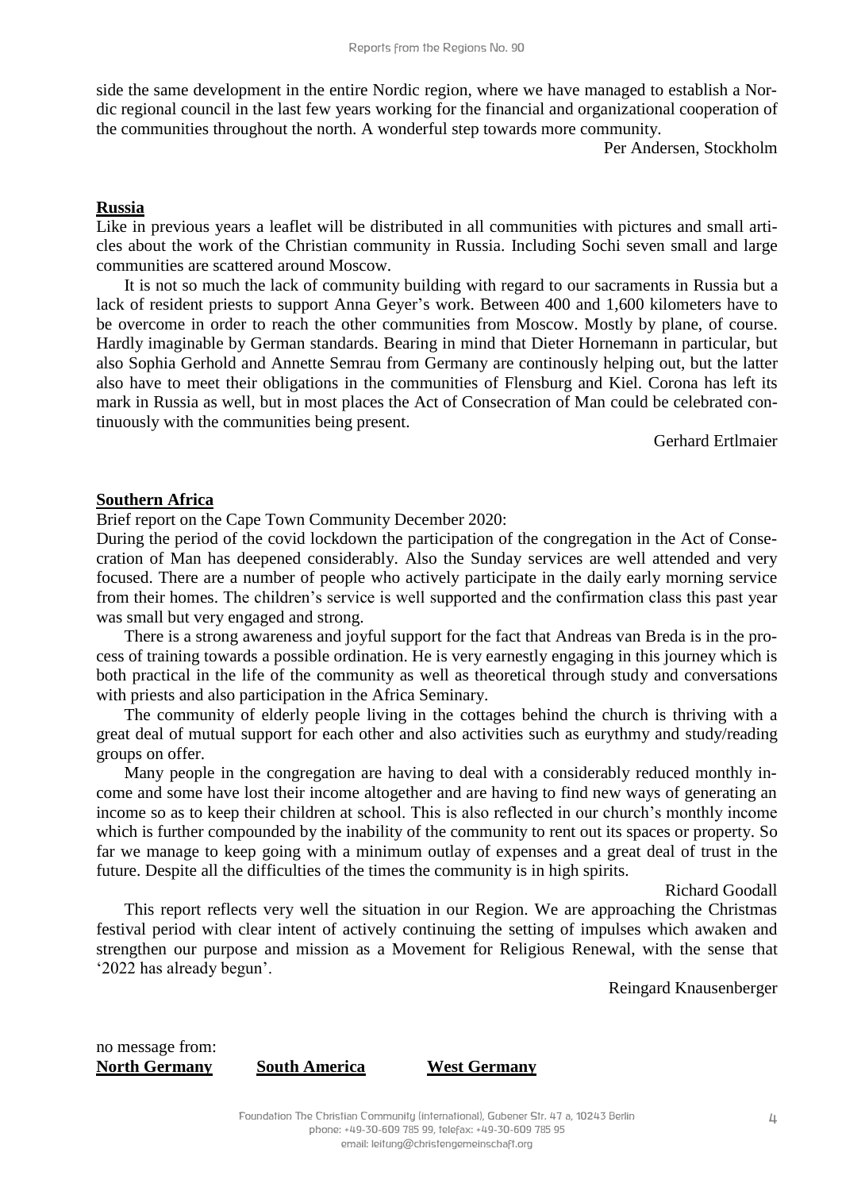side the same development in the entire Nordic region, where we have managed to establish a Nordic regional council in the last few years working for the financial and organizational cooperation of the communities throughout the north. A wonderful step towards more community.

Per Andersen, Stockholm

## Russia

Like in previous years a leaflet will be distributed in all communities with pictures and small articles about the work of the Christian community in Russia. Including Sochi seven small and large communities are scattered around Moscow.

It is not so much the lack of community building with regard to our sacraments in Russia but a lack of resident priests to support Anna Geyer's work. Between 400 and 1,600 kilometers have to be overcome in order to reach the other communities from Moscow. Mostly by plane, of course. Hardly imaginable by German standards. Bearing in mind that Dieter Hornemann in particular, but also Sophia Gerhold and Annette Semrau from Germany are continously helping out, but the latter also have to meet their obligations in the communities of Flensburg and Kiel. Corona has left its mark in Russia as well, but in most places the Act of Consecration of Man could be celebrated continuously with the communities being present.

Gerhard Ertlmaier

## Southern Africa

Brief report on the Cape Town Community December 2020:

During the period of the covid lockdown the participation of the congregation in the Act of Consecration of Man has deepened considerably. Also the Sunday services are well attended and very focused. There are a number of people who actively participate in the daily early morning service from their homes. The children's service is well supported and the confirmation class this past year was small but very engaged and strong.

There is a strong awareness and joyful support for the fact that Andreas van Breda is in the process of training towards a possible ordination. He is very earnestly engaging in this journey which is both practical in the life of the community as well as theoretical through study and conversations with priests and also participation in the Africa Seminary.

The community of elderly people living in the cottages behind the church is thriving with a great deal of mutual support for each other and also activities such as eurythmy and study/reading groups on offer.

Many people in the congregation are having to deal with a considerably reduced monthly income and some have lost their income altogether and are having to find new ways of generating an income so as to keep their children at school. This is also reflected in our church's monthly income which is further compounded by the inability of the community to rent out its spaces or property. So far we manage to keep going with a minimum outlay of expenses and a great deal of trust in the future. Despite all the difficulties of the times the community is in high spirits.

Richard Goodall

This report reflects very well the situation in our Region. We are approaching the Christmas festival period with clear intent of actively continuing the setting of impulses which awaken and strengthen our purpose and mission as a Movement for Religious Renewal, with the sense that '2022 has already begun'.

Reingard Knausenberger

no message from:

**North Germany** **South America** **West Germany**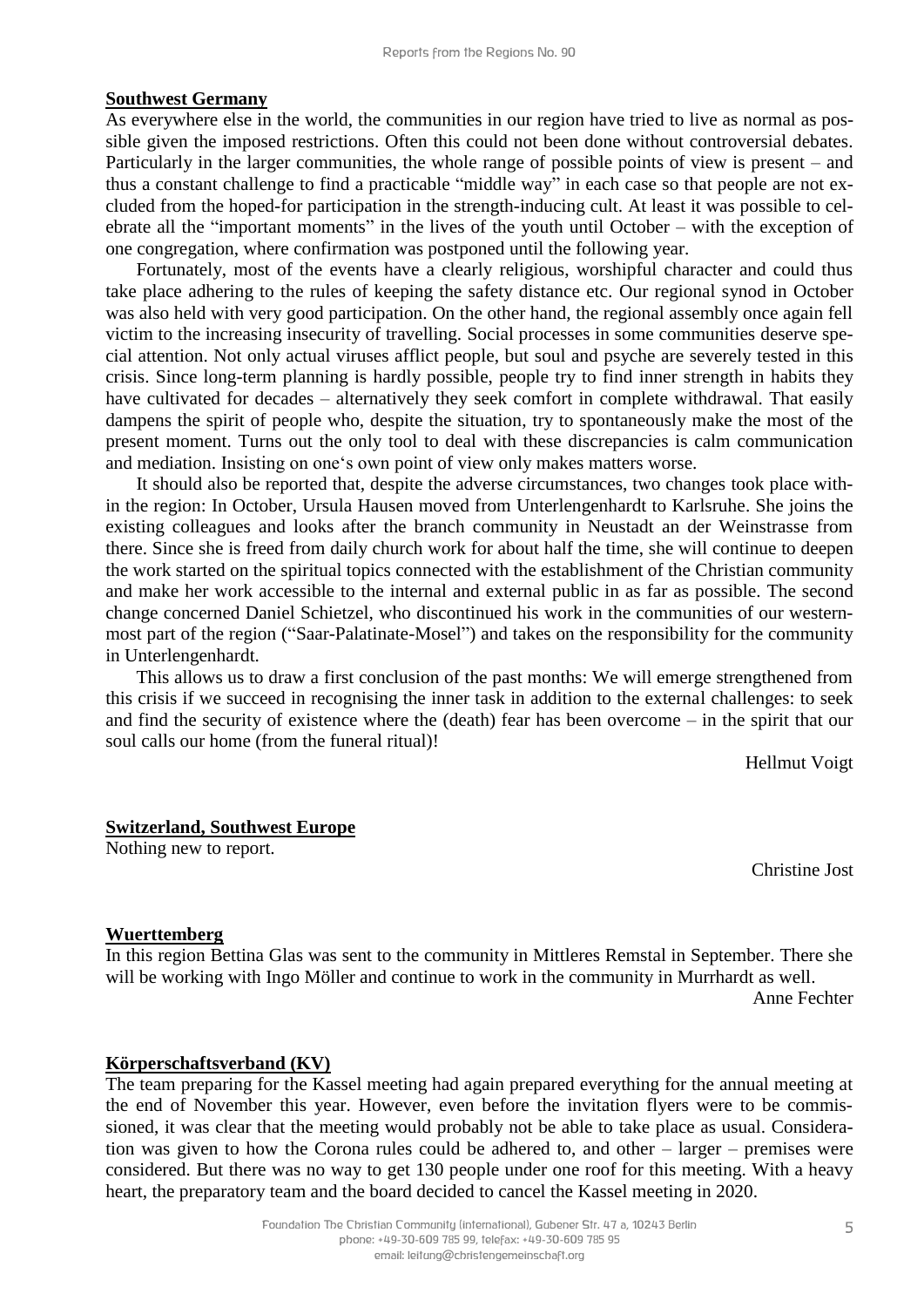## Southwest Germany

As everywhere else in the world, the communities in our region have tried to live as normal as possible given the imposed restrictions. Often this could not been done without controversial debates. Particularly in the larger communities, the whole range of possible points of view is present – and thus a constant challenge to find a practicable "middle way" in each case so that people are not excluded from the hoped-for participation in the strength-inducing cult. At least it was possible to celebrate all the "important moments" in the lives of the youth until October – with the exception of one congregation, where confirmation was postponed until the following year.

Fortunately, most of the events have a clearly religious, worshipful character and could thus take place adhering to the rules of keeping the safety distance etc. Our regional synod in October was also held with very good participation. On the other hand, the regional assembly once again fell victim to the increasing insecurity of travelling. Social processes in some communities deserve special attention. Not only actual viruses afflict people, but soul and psyche are severely tested in this crisis. Since long-term planning is hardly possible, people try to find inner strength in habits they have cultivated for decades – alternatively they seek comfort in complete withdrawal. That easily dampens the spirit of people who, despite the situation, try to spontaneously make the most of the present moment. Turns out the only tool to deal with these discrepancies is calm communication and mediation. Insisting on one's own point of view only makes matters worse.

It should also be reported that, despite the adverse circumstances, two changes took place within the region: In October, Ursula Hausen moved from Unterlengenhardt to Karlsruhe. She joins the existing colleagues and looks after the branch community in Neustadt an der Weinstrasse from there. Since she is freed from daily church work for about half the time, she will continue to deepen the work started on the spiritual topics connected with the establishment of the Christian community and make her work accessible to the internal and external public in as far as possible. The second change concerned Daniel Schietzel, who discontinued his work in the communities of our westernmost part of the region ("Saar-Palatinate-Mosel") and takes on the responsibility for the community in Unterlengenhardt.

This allows us to draw a first conclusion of the past months: We will emerge strengthened from this crisis if we succeed in recognising the inner task in addition to the external challenges: to seek and find the security of existence where the (death) fear has been overcome – in the spirit that our soul calls our home (from the funeral ritual)!

Hellmut Voigt

## Switzerland, Southwest Europe

Nothing new to report.

Christine Jost

## Wuerttemberg

In this region Bettina Glas was sent to the community in Mittleres Remstal in September. There she will be working with Ingo Möller and continue to work in the community in Murrhardt as well.

Anne Fechter

## Körperschaftsverband (KV)

The team preparing for the Kassel meeting had again prepared everything for the annual meeting at the end of November this year. However, even before the invitation flyers were to be commissioned, it was clear that the meeting would probably not be able to take place as usual. Consideration was given to how the Corona rules could be adhered to, and other – larger – premises were considered. But there was no way to get 130 people under one roof for this meeting. With a heavy heart, the preparatory team and the board decided to cancel the Kassel meeting in 2020.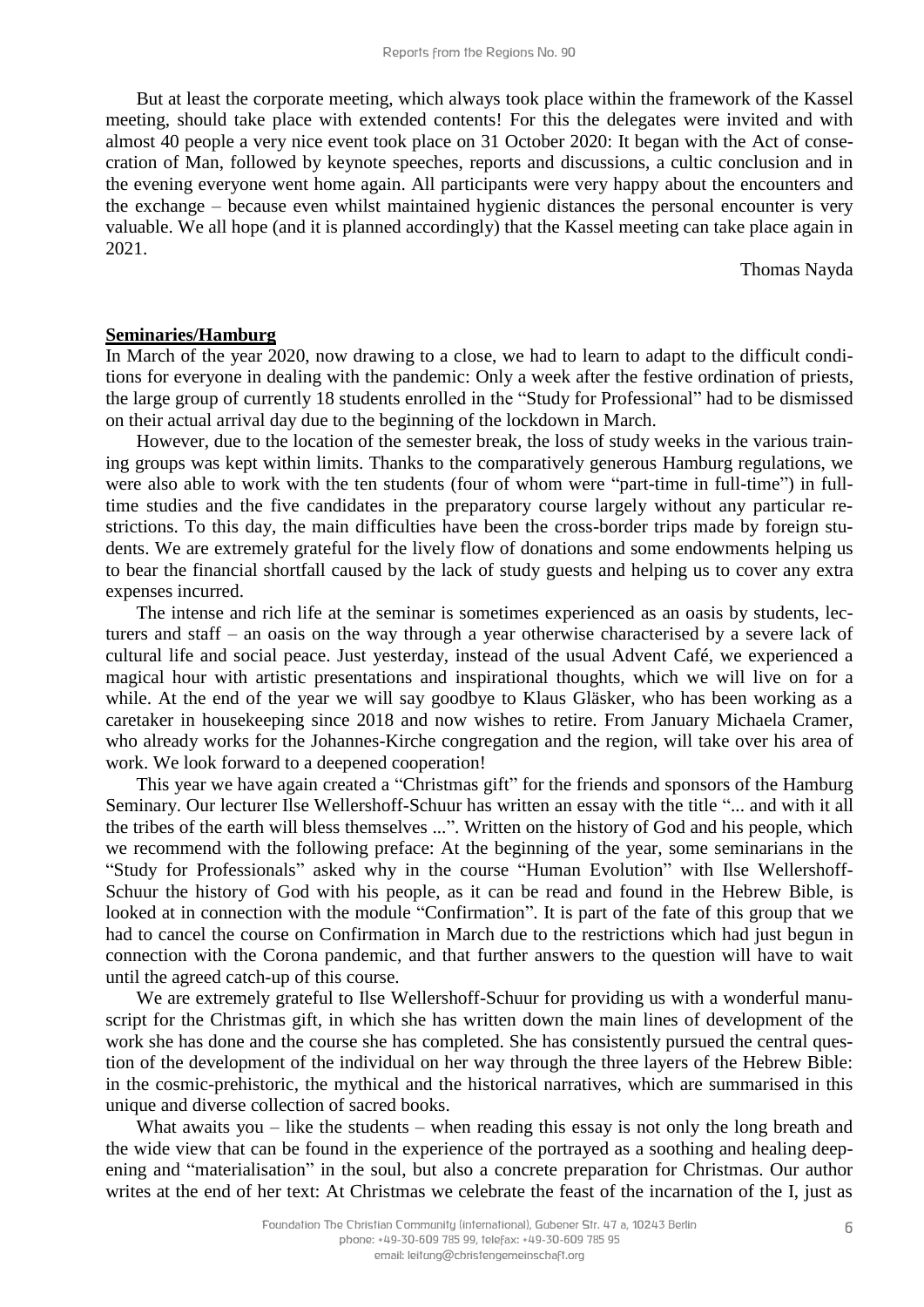But at least the corporate meeting, which always took place within the framework of the Kassel meeting, should take place with extended contents! For this the delegates were invited and with almost 40 people a very nice event took place on 31 October 2020: It began with the Act of consecration of Man, followed by keynote speeches, reports and discussions, a cultic conclusion and in the evening everyone went home again. All participants were very happy about the encounters and the exchange – because even whilst maintained hygienic distances the personal encounter is very valuable. We all hope (and it is planned accordingly) that the Kassel meeting can take place again in 2021.

Thomas Nayda

## Seminaries/Hamburg

In March of the year 2020, now drawing to a close, we had to learn to adapt to the difficult conditions for everyone in dealing with the pandemic: Only a week after the festive ordination of priests, the large group of currently 18 students enrolled in the "Study for Professional" had to be dismissed on their actual arrival day due to the beginning of the lockdown in March.

However, due to the location of the semester break, the loss of study weeks in the various training groups was kept within limits. Thanks to the comparatively generous Hamburg regulations, we were also able to work with the ten students (four of whom were "part-time in full-time") in full-time studies and the five candidates in the preparatory course largely without any particular restrictions. To this day, the main difficulties have been the cross-border trips made by foreign students. We are extremely grateful for the lively flow of donations and some endowments helping us to bear the financial shortfall caused by the lack of study guests and helping us to cover any extra expenses incurred.

The intense and rich life at the seminar is sometimes experienced as an oasis by students, lecturers and staff – an oasis on the way through a year otherwise characterised by a severe lack of cultural life and social peace. Just yesterday, instead of the usual Advent Café, we experienced a magical hour with artistic presentations and inspirational thoughts, which we will live on for a while. At the end of the year we will say goodbye to Klaus Gläsker, who has been working as a caretaker in housekeeping since 2018 and now wishes to retire. From January Michaela Cramer, who already works for the Johannes-Kirche congregation and the region, will take over his area of work. We look forward to a deepened cooperation!

This year we have again created a "Christmas gift" for the friends and sponsors of the Hamburg Seminary. Our lecturer Ilse Wellershoff-Schuur has written an essay with the title "... and with it all the tribes of the earth will bless themselves ...". Written on the history of God and his people, which we recommend with the following preface: At the beginning of the year, some seminarians in the "Study for Professionals" asked why in the course "Human Evolution" with Ilse Wellershoff-Schuur the history of God with his people, as it can be read and found in the Hebrew Bible, is looked at in connection with the module "Confirmation". It is part of the fate of this group that we had to cancel the course on Confirmation in March due to the restrictions which had just begun in connection with the Corona pandemic, and that further answers to the question will have to wait until the agreed catch-up of this course.

We are extremely grateful to Ilse Wellershoff-Schuur for providing us with a wonderful manuscript for the Christmas gift, in which she has written down the main lines of development of the work she has done and the course she has completed. She has consistently pursued the central question of the development of the individual on her way through the three layers of the Hebrew Bible: in the cosmic-prehistoric, the mythical and the historical narratives, which are summarised in this unique and diverse collection of sacred books.

What awaits you – like the students – when reading this essay is not only the long breath and the wide view that can be found in the experience of the portrayed as a soothing and healing deepening and "materialisation" in the soul, but also a concrete preparation for Christmas. Our author writes at the end of her text: At Christmas we celebrate the feast of the incarnation of the I, just as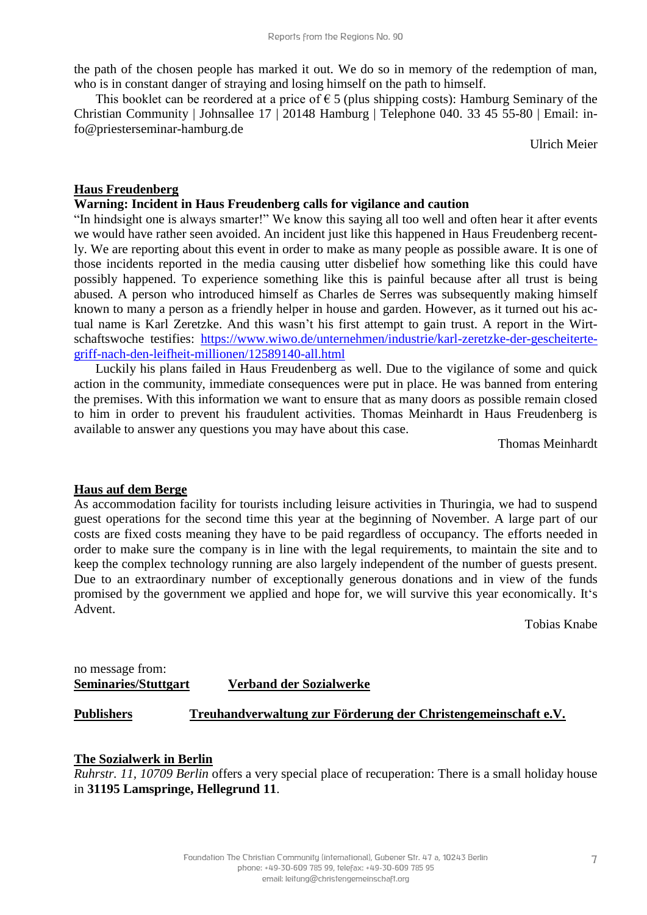the path of the chosen people has marked it out. We do so in memory of the redemption of man, who is in constant danger of straying and losing himself on the path to himself.

This booklet can be reordered at a price of € 5 (plus shipping costs): Hamburg Seminary of the Christian Community | Johnsallee 17 | 20148 Hamburg | Telephone 040. 33 45 55-80 | Email: info@priesterseminar-hamburg.de

Ulrich Meier

## Haus Freudenberg

**Warning: Incident in Haus Freudenberg calls for vigilance and caution**

"In hindsight one is always smarter!" We know this saying all too well and often hear it after events we would have rather seen avoided. An incident just like this happened in Haus Freudenberg recently. We are reporting about this event in order to make as many people as possible aware. It is one of those incidents reported in the media causing utter disbelief how something like this could have possibly happened. To experience something like this is painful because after all trust is being abused. A person who introduced himself as Charles de Serres was subsequently making himself known to many a person as a friendly helper in house and garden. However, as it turned out his actual name is Karl Zeretzke. And this wasn't his first attempt to gain trust. A report in the Wirtschaftswoche testifies: [https://www.wiwo.de/unternehmen/industrie/karl-zeretzke-der-gescheiterte-griff-nach-den-leifheit-millionen/12589140-all.html](https://www.wiwo.de/unternehmen/industrie/karl-zeretzke-der-gescheiterte-griff-nach-den-leifheit-millionen/12589140-all.html)

Luckily his plans failed in Haus Freudenberg as well. Due to the vigilance of some and quick action in the community, immediate consequences were put in place. He was banned from entering the premises. With this information we want to ensure that as many doors as possible remain closed to him in order to prevent his fraudulent activities. Thomas Meinhardt in Haus Freudenberg is available to answer any questions you may have about this case.

Thomas Meinhardt

## Haus auf dem Berge

As accommodation facility for tourists including leisure activities in Thuringia, we had to suspend guest operations for the second time this year at the beginning of November. A large part of our costs are fixed costs meaning they have to be paid regardless of occupancy. The efforts needed in order to make sure the company is in line with the legal requirements, to maintain the site and to keep the complex technology running are also largely independent of the number of guests present. Due to an extraordinary number of exceptionally generous donations and in view of the funds promised by the government we applied and hope for, we will survive this year economically. It's Advent.

Tobias Knabe

no message from:

**Seminaries/Stuttgart** **Verband der Sozialwerke**

**Publishers** **Treuhandverwaltung zur Förderung der Christengemeinschaft e.V.**

## The Sozialwerk in Berlin

*Ruhrstr. 11, 10709 Berlin* offers a very special place of recuperation: There is a small holiday house in **31195 Lamspringe, Hellegrund 11**.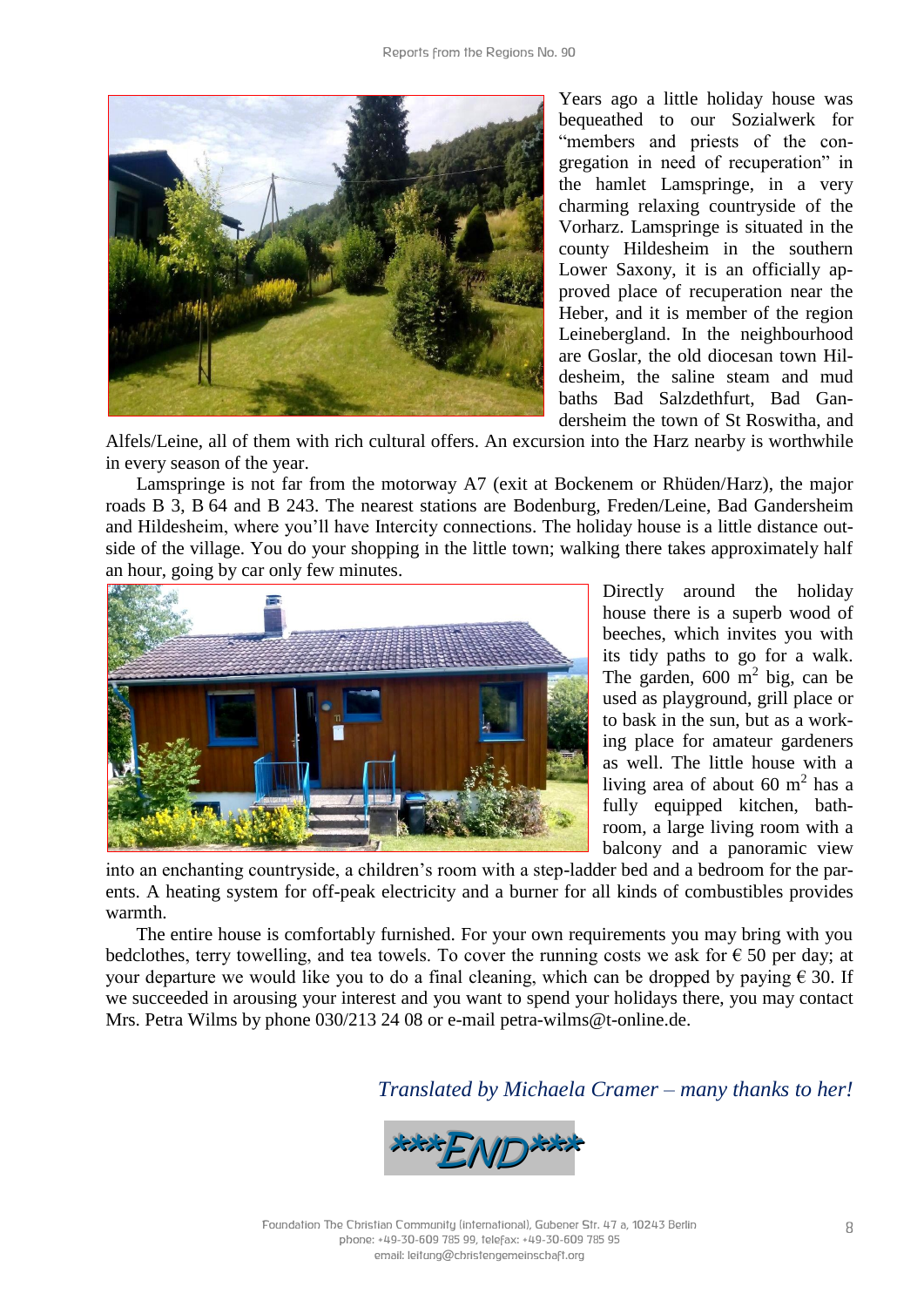Years ago a little holiday house was bequeathed to our Sozialwerk for "members and priests of the congregation in need of recuperation" in the hamlet Lamspringe, in a very charming relaxing countryside of the Vorharz. Lamspringe is situated in the county Hildesheim in the southern Lower Saxony, it is an officially approved place of recuperation near the Heber, and it is member of the region Leinebergland. In the neighbourhood are Goslar, the old diocesan town Hildesheim, the saline steam and mud baths Bad Salzdethfurt, Bad Gandersheim the town of St Roswitha, and Alfels/Leine, all of them with rich cultural offers. An excursion into the Harz nearby is worthwhile in every season of the year.

Lamspringe is not far from the motorway A7 (exit at Bockenem or Rhüden/Harz), the major roads B 3, B 64 and B 243. The nearest stations are Bodenburg, Freden/Leine, Bad Gandersheim and Hildesheim, where you'll have Intercity connections. The holiday house is a little distance outside of the village. You do your shopping in the little town; walking there takes approximately half an hour, going by car only few minutes.

Directly around the holiday house there is a superb wood of beeches, which invites you with its tidy paths to go for a walk. The garden, 600 m$^2$ big, can be used as playground, grill place or to bask in the sun, but as a working place for amateur gardeners as well. The little house with a living area of about 60 m$^2$ has a fully equipped kitchen, bathroom, a large living room with a balcony and a panoramic view into an enchanting countryside, a children's room with a step-ladder bed and a bedroom for the parents. A heating system for off-peak electricity and a burner for all kinds of combustibles provides warmth.

The entire house is comfortably furnished. For your own requirements you may bring with you bedclothes, terry towelling, and tea towels. To cover the running costs we ask for € 50 per day; at your departure we would like you to do a final cleaning, which can be dropped by paying € 30. If we succeeded in arousing your interest and you want to spend your holidays there, you may contact Mrs. Petra Wilms by phone 030/213 24 08 or e-mail petra-wilms@t-online.de.

*Translated by Michaela Cramer – many thanks to her!*

***END***

Foundation The Christian Community (international), Gubener Str. 47 a, 10243 Berlin
phone: +49-30-609 785 99, telefax: +49-30-609 785 95
email: leitung@christengemeinschaft.org